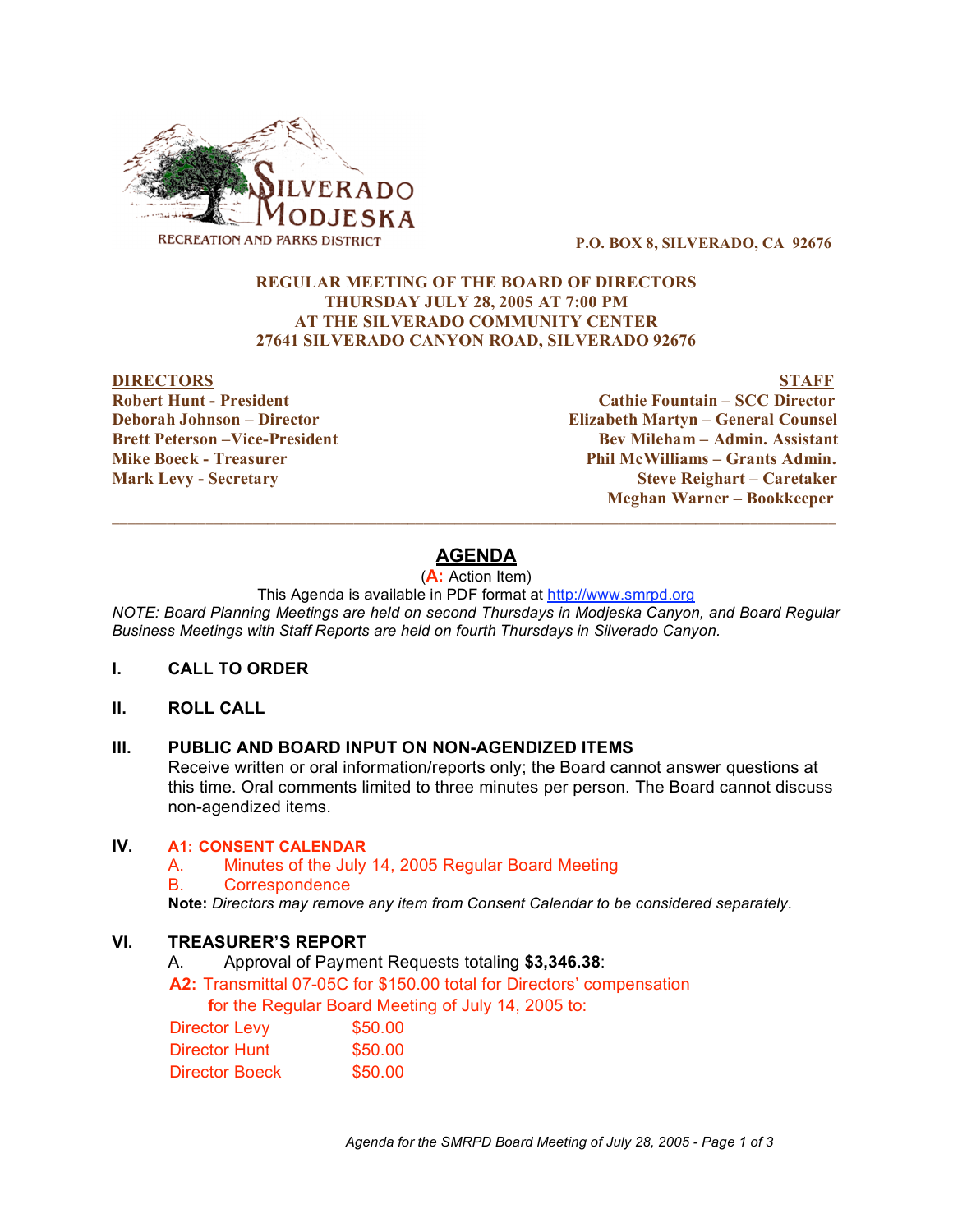SILVERADO MODJESKA

RECREATION AND PARKS DISTRICT

**P.O. BOX 8, SILVERADO, CA 92676**

**REGULAR MEETING OF THE BOARD OF DIRECTORS**
**THURSDAY JULY 28, 2005 AT 7:00 PM**
**AT THE SILVERADO COMMUNITY CENTER**
**27641 SILVERADO CANYON ROAD, SILVERADO 92676**

| DIRECTORS | STAFF |
|---|---|
| Robert Hunt - President | Cathie Fountain – SCC Director |
| Deborah Johnson – Director | Elizabeth Martyn – General Counsel |
| Brett Peterson –Vice-President | Bev Mileham – Admin. Assistant |
| Mike Boeck - Treasurer | Phil McWilliams – Grants Admin. |
| Mark Levy - Secretary | Steve Reighart – Caretaker |
| | Meghan Warner – Bookkeeper |

---

# AGENDA

(**A:** Action Item)

This Agenda is available in PDF format at http://www.smrpd.org

*NOTE: Board Planning Meetings are held on second Thursdays in Modjeska Canyon, and Board Regular Business Meetings with Staff Reports are held on fourth Thursdays in Silverado Canyon.*

## I. CALL TO ORDER

## II. ROLL CALL

## III. PUBLIC AND BOARD INPUT ON NON-AGENDIZED ITEMS

Receive written or oral information/reports only; the Board cannot answer questions at this time. Oral comments limited to three minutes per person. The Board cannot discuss non-agendized items.

## IV. A1: CONSENT CALENDAR

A. Minutes of the July 14, 2005 Regular Board Meeting

B. Correspondence

**Note:** *Directors may remove any item from Consent Calendar to be considered separately.*

## VI. TREASURER'S REPORT

A. Approval of Payment Requests totaling **$3,346.38**:

**A2:** Transmittal 07-05C for $150.00 total for Directors' compensation for the Regular Board Meeting of July 14, 2005 to:

| | |
|---|---|
| Director Levy | $50.00 |
| Director Hunt | $50.00 |
| Director Boeck | $50.00 |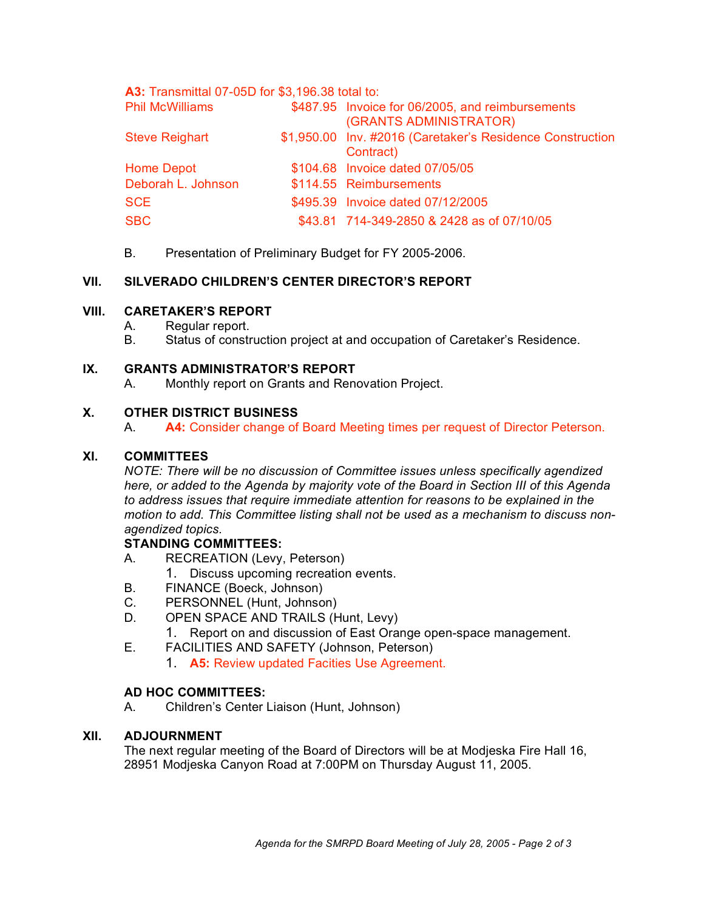**A3:** Transmittal 07-05D for $3,196.38 total to:

| | | |
|---|---|---|
| Phil McWilliams | $487.95 | Invoice for 06/2005, and reimbursements (GRANTS ADMINISTRATOR) |
| Steve Reighart | $1,950.00 | Inv. #2016 (Caretaker's Residence Construction Contract) |
| Home Depot | $104.68 | Invoice dated 07/05/05 |
| Deborah L. Johnson | $114.55 | Reimbursements |
| SCE | $495.39 | Invoice dated 07/12/2005 |
| SBC | $43.81 | 714-349-2850 & 2428 as of 07/10/05 |

B. Presentation of Preliminary Budget for FY 2005-2006.

## VII. SILVERADO CHILDREN'S CENTER DIRECTOR'S REPORT

## VIII. CARETAKER'S REPORT

A. Regular report.
B. Status of construction project at and occupation of Caretaker's Residence.

## IX. GRANTS ADMINISTRATOR'S REPORT

A. Monthly report on Grants and Renovation Project.

## X. OTHER DISTRICT BUSINESS

A. **A4:** Consider change of Board Meeting times per request of Director Peterson.

## XI. COMMITTEES

*NOTE: There will be no discussion of Committee issues unless specifically agendized here, or added to the Agenda by majority vote of the Board in Section III of this Agenda to address issues that require immediate attention for reasons to be explained in the motion to add. This Committee listing shall not be used as a mechanism to discuss non-agendized topics.*

**STANDING COMMITTEES:**

A. RECREATION (Levy, Peterson)
   1. Discuss upcoming recreation events.
B. FINANCE (Boeck, Johnson)
C. PERSONNEL (Hunt, Johnson)
D. OPEN SPACE AND TRAILS (Hunt, Levy)
   1. Report on and discussion of East Orange open-space management.
E. FACILITIES AND SAFETY (Johnson, Peterson)
   1. **A5:** Review updated Facities Use Agreement.

**AD HOC COMMITTEES:**

A. Children's Center Liaison (Hunt, Johnson)

## XII. ADJOURNMENT

The next regular meeting of the Board of Directors will be at Modjeska Fire Hall 16, 28951 Modjeska Canyon Road at 7:00PM on Thursday August 11, 2005.